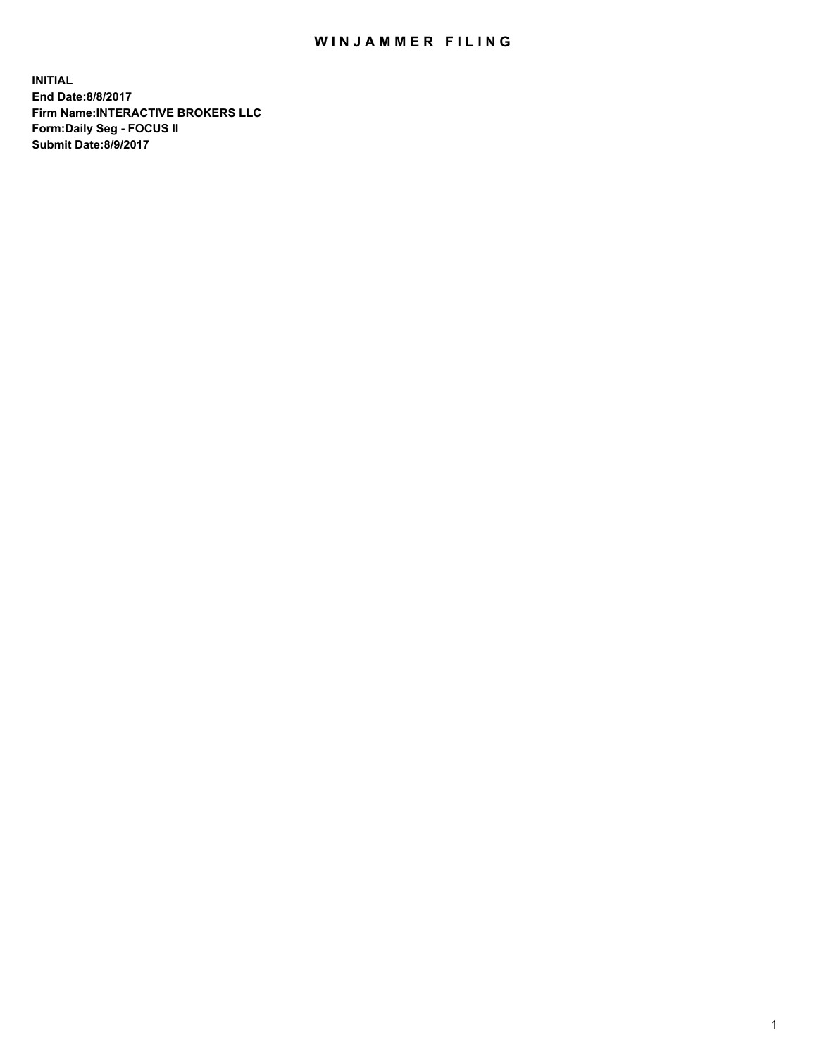# WINJAMMER FILING

**INITIAL**
**End Date:8/8/2017**
**Firm Name:INTERACTIVE BROKERS LLC**
**Form:Daily Seg - FOCUS II**
**Submit Date:8/9/2017**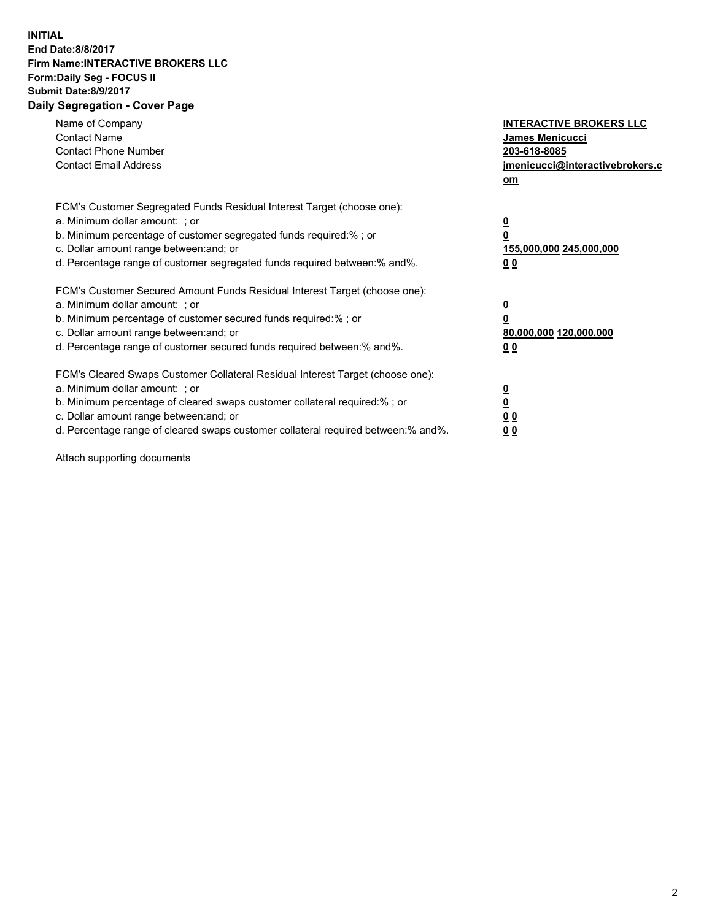**INITIAL**
**End Date:8/8/2017**
**Firm Name:INTERACTIVE BROKERS LLC**
**Form:Daily Seg - FOCUS II**
**Submit Date:8/9/2017**

## Daily Segregation - Cover Page

| | |
|---|---|
| Name of Company | **INTERACTIVE BROKERS LLC** |
| Contact Name | **James Menicucci** |
| Contact Phone Number | **203-618-8085** |
| Contact Email Address | **jmenicucci@interactivebrokers.com** |

FCM's Customer Segregated Funds Residual Interest Target (choose one):

| | |
|---|---|
| a. Minimum dollar amount: ; or | **0** |
| b. Minimum percentage of customer segregated funds required:% ; or | **0** |
| c. Dollar amount range between:and; or | **155,000,000 245,000,000** |
| d. Percentage range of customer segregated funds required between:% and%. | **0 0** |

FCM's Customer Secured Amount Funds Residual Interest Target (choose one):

| | |
|---|---|
| a. Minimum dollar amount: ; or | **0** |
| b. Minimum percentage of customer secured funds required:% ; or | **0** |
| c. Dollar amount range between:and; or | **80,000,000 120,000,000** |
| d. Percentage range of customer secured funds required between:% and%. | **0 0** |

FCM's Cleared Swaps Customer Collateral Residual Interest Target (choose one):

| | |
|---|---|
| a. Minimum dollar amount: ; or | **0** |
| b. Minimum percentage of cleared swaps customer collateral required:% ; or | **0** |
| c. Dollar amount range between:and; or | **0 0** |
| d. Percentage range of cleared swaps customer collateral required between:% and%. | **0 0** |

Attach supporting documents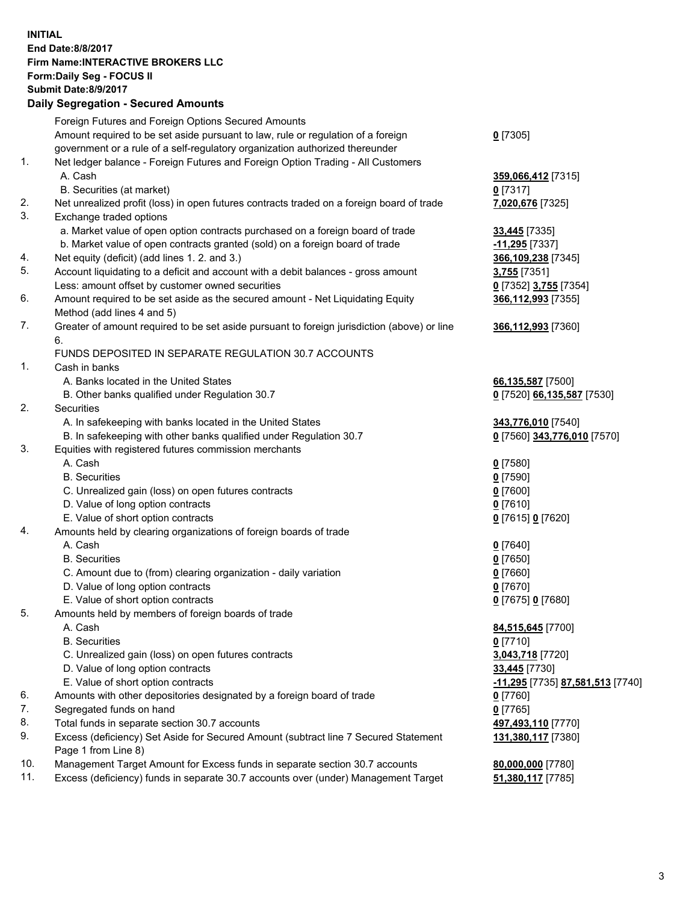**INITIAL**
**End Date:8/8/2017**
**Firm Name:INTERACTIVE BROKERS LLC**
**Form:Daily Seg - FOCUS II**
**Submit Date:8/9/2017**

### Daily Segregation - Secured Amounts

| | | |
|---|---|---|
| | Foreign Futures and Foreign Options Secured Amounts | |
| | Amount required to be set aside pursuant to law, rule or regulation of a foreign government or a rule of a self-regulatory organization authorized thereunder | 0 [7305] |
| 1. | Net ledger balance - Foreign Futures and Foreign Option Trading - All Customers | |
| | A. Cash | 359,066,412 [7315] |
| | B. Securities (at market) | 0 [7317] |
| 2. | Net unrealized profit (loss) in open futures contracts traded on a foreign board of trade | 7,020,676 [7325] |
| 3. | Exchange traded options | |
| | a. Market value of open option contracts purchased on a foreign board of trade | 33,445 [7335] |
| | b. Market value of open contracts granted (sold) on a foreign board of trade | -11,295 [7337] |
| 4. | Net equity (deficit) (add lines 1. 2. and 3.) | 366,109,238 [7345] |
| 5. | Account liquidating to a deficit and account with a debit balances - gross amount | 3,755 [7351] |
| | Less: amount offset by customer owned securities | 0 [7352] 3,755 [7354] |
| 6. | Amount required to be set aside as the secured amount - Net Liquidating Equity Method (add lines 4 and 5) | 366,112,993 [7355] |
| 7. | Greater of amount required to be set aside pursuant to foreign jurisdiction (above) or line 6. | 366,112,993 [7360] |
| | FUNDS DEPOSITED IN SEPARATE REGULATION 30.7 ACCOUNTS | |
| 1. | Cash in banks | |
| | A. Banks located in the United States | 66,135,587 [7500] |
| | B. Other banks qualified under Regulation 30.7 | 0 [7520] 66,135,587 [7530] |
| 2. | Securities | |
| | A. In safekeeping with banks located in the United States | 343,776,010 [7540] |
| | B. In safekeeping with other banks qualified under Regulation 30.7 | 0 [7560] 343,776,010 [7570] |
| 3. | Equities with registered futures commission merchants | |
| | A. Cash | 0 [7580] |
| | B. Securities | 0 [7590] |
| | C. Unrealized gain (loss) on open futures contracts | 0 [7600] |
| | D. Value of long option contracts | 0 [7610] |
| | E. Value of short option contracts | 0 [7615] 0 [7620] |
| 4. | Amounts held by clearing organizations of foreign boards of trade | |
| | A. Cash | 0 [7640] |
| | B. Securities | 0 [7650] |
| | C. Amount due to (from) clearing organization - daily variation | 0 [7660] |
| | D. Value of long option contracts | 0 [7670] |
| | E. Value of short option contracts | 0 [7675] 0 [7680] |
| 5. | Amounts held by members of foreign boards of trade | |
| | A. Cash | 84,515,645 [7700] |
| | B. Securities | 0 [7710] |
| | C. Unrealized gain (loss) on open futures contracts | 3,043,718 [7720] |
| | D. Value of long option contracts | 33,445 [7730] |
| | E. Value of short option contracts | -11,295 [7735] 87,581,513 [7740] |
| 6. | Amounts with other depositories designated by a foreign board of trade | 0 [7760] |
| 7. | Segregated funds on hand | 0 [7765] |
| 8. | Total funds in separate section 30.7 accounts | 497,493,110 [7770] |
| 9. | Excess (deficiency) Set Aside for Secured Amount (subtract line 7 Secured Statement Page 1 from Line 8) | 131,380,117 [7380] |
| 10. | Management Target Amount for Excess funds in separate section 30.7 accounts | 80,000,000 [7780] |
| 11. | Excess (deficiency) funds in separate 30.7 accounts over (under) Management Target | 51,380,117 [7785] |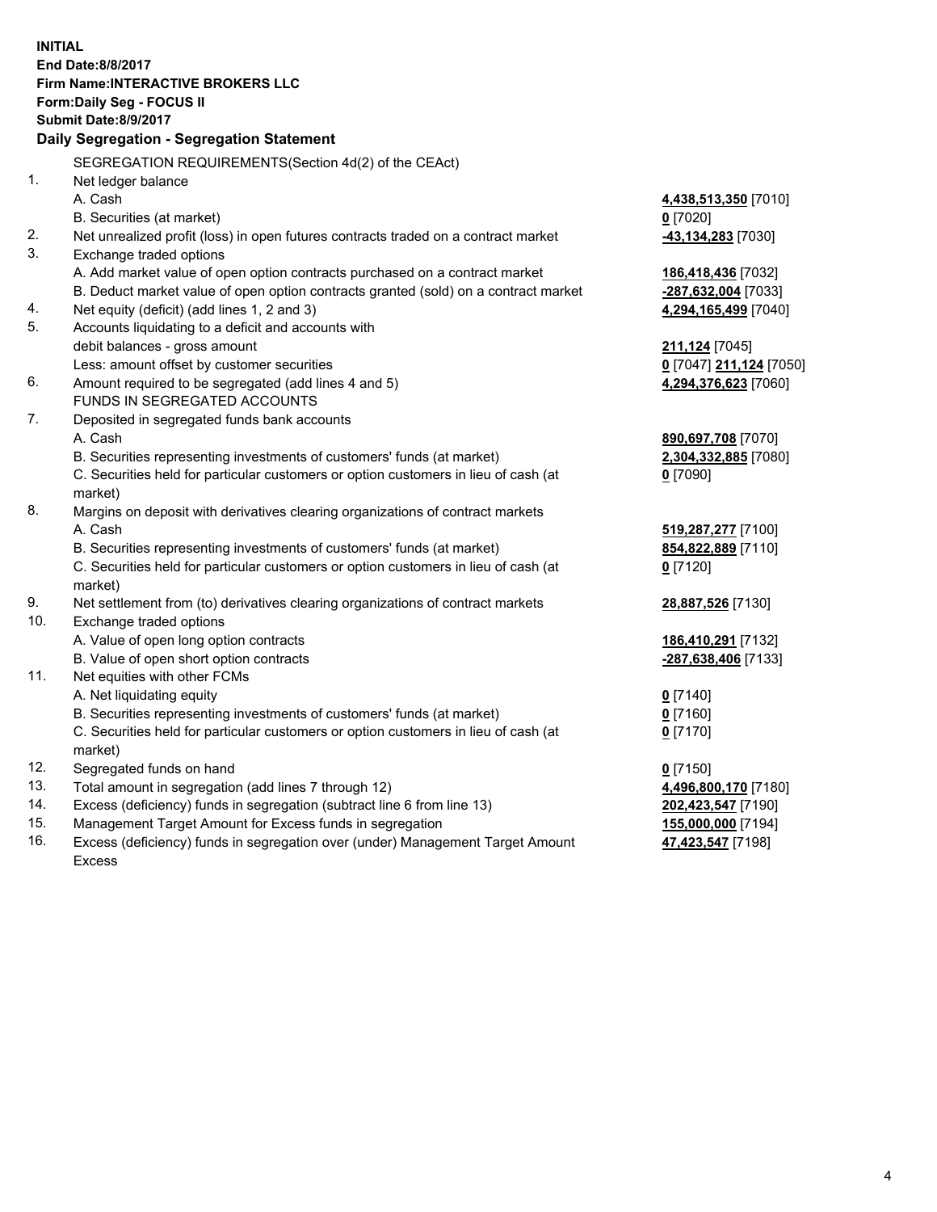**INITIAL**
**End Date:8/8/2017**
**Firm Name:INTERACTIVE BROKERS LLC**
**Form:Daily Seg - FOCUS II**
**Submit Date:8/9/2017**

## Daily Segregation - Segregation Statement

| | | |
|---|---|---|
| | SEGREGATION REQUIREMENTS(Section 4d(2) of the CEAct) | |
| 1. | Net ledger balance | |
| | A. Cash | **4,438,513,350** [7010] |
| | B. Securities (at market) | **0** [7020] |
| 2. | Net unrealized profit (loss) in open futures contracts traded on a contract market | **-43,134,283** [7030] |
| 3. | Exchange traded options | |
| | A. Add market value of open option contracts purchased on a contract market | **186,418,436** [7032] |
| | B. Deduct market value of open option contracts granted (sold) on a contract market | **-287,632,004** [7033] |
| 4. | Net equity (deficit) (add lines 1, 2 and 3) | **4,294,165,499** [7040] |
| 5. | Accounts liquidating to a deficit and accounts with | |
| | debit balances - gross amount | **211,124** [7045] |
| | Less: amount offset by customer securities | **0** [7047] **211,124** [7050] |
| 6. | Amount required to be segregated (add lines 4 and 5) | **4,294,376,623** [7060] |
| | FUNDS IN SEGREGATED ACCOUNTS | |
| 7. | Deposited in segregated funds bank accounts | |
| | A. Cash | **890,697,708** [7070] |
| | B. Securities representing investments of customers' funds (at market) | **2,304,332,885** [7080] |
| | C. Securities held for particular customers or option customers in lieu of cash (at market) | **0** [7090] |
| 8. | Margins on deposit with derivatives clearing organizations of contract markets | |
| | A. Cash | **519,287,277** [7100] |
| | B. Securities representing investments of customers' funds (at market) | **854,822,889** [7110] |
| | C. Securities held for particular customers or option customers in lieu of cash (at market) | **0** [7120] |
| 9. | Net settlement from (to) derivatives clearing organizations of contract markets | **28,887,526** [7130] |
| 10. | Exchange traded options | |
| | A. Value of open long option contracts | **186,410,291** [7132] |
| | B. Value of open short option contracts | **-287,638,406** [7133] |
| 11. | Net equities with other FCMs | |
| | A. Net liquidating equity | **0** [7140] |
| | B. Securities representing investments of customers' funds (at market) | **0** [7160] |
| | C. Securities held for particular customers or option customers in lieu of cash (at market) | **0** [7170] |
| 12. | Segregated funds on hand | **0** [7150] |
| 13. | Total amount in segregation (add lines 7 through 12) | **4,496,800,170** [7180] |
| 14. | Excess (deficiency) funds in segregation (subtract line 6 from line 13) | **202,423,547** [7190] |
| 15. | Management Target Amount for Excess funds in segregation | **155,000,000** [7194] |
| 16. | Excess (deficiency) funds in segregation over (under) Management Target Amount Excess | **47,423,547** [7198] |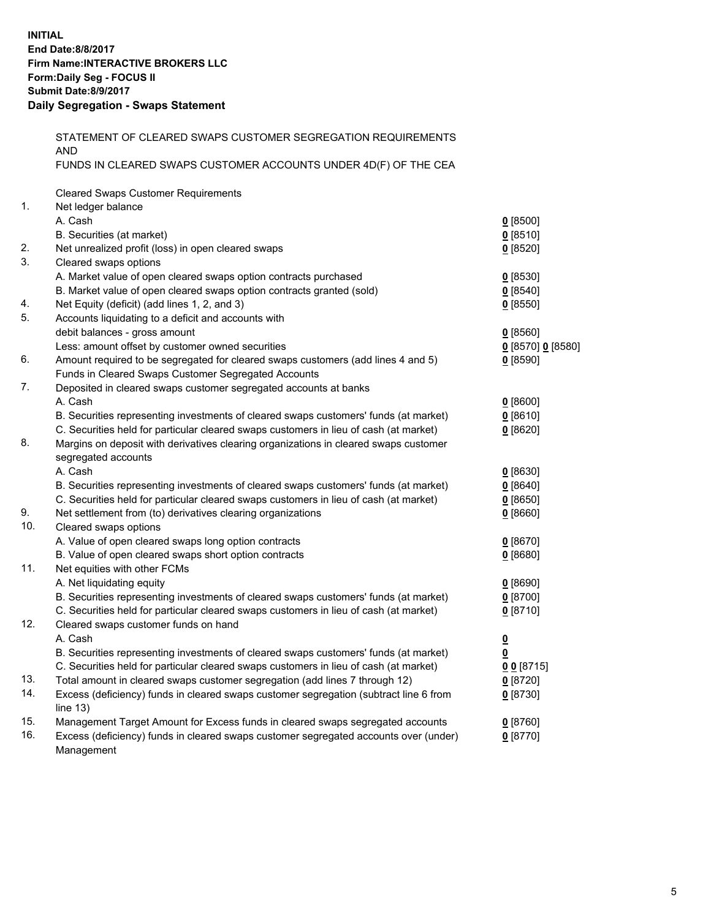**INITIAL**
**End Date:8/8/2017**
**Firm Name:INTERACTIVE BROKERS LLC**
**Form:Daily Seg - FOCUS II**
**Submit Date:8/9/2017**
**Daily Segregation - Swaps Statement**

STATEMENT OF CLEARED SWAPS CUSTOMER SEGREGATION REQUIREMENTS AND FUNDS IN CLEARED SWAPS CUSTOMER ACCOUNTS UNDER 4D(F) OF THE CEA

| | | |
|---|---|---|
| | Cleared Swaps Customer Requirements | |
| 1. | Net ledger balance | |
| | A. Cash | 0 [8500] |
| | B. Securities (at market) | 0 [8510] |
| 2. | Net unrealized profit (loss) in open cleared swaps | 0 [8520] |
| 3. | Cleared swaps options | |
| | A. Market value of open cleared swaps option contracts purchased | 0 [8530] |
| | B. Market value of open cleared swaps option contracts granted (sold) | 0 [8540] |
| 4. | Net Equity (deficit) (add lines 1, 2, and 3) | 0 [8550] |
| 5. | Accounts liquidating to a deficit and accounts with | |
| | debit balances - gross amount | 0 [8560] |
| | Less: amount offset by customer owned securities | 0 [8570] 0 [8580] |
| 6. | Amount required to be segregated for cleared swaps customers (add lines 4 and 5) | 0 [8590] |
| | Funds in Cleared Swaps Customer Segregated Accounts | |
| 7. | Deposited in cleared swaps customer segregated accounts at banks | |
| | A. Cash | 0 [8600] |
| | B. Securities representing investments of cleared swaps customers' funds (at market) | 0 [8610] |
| | C. Securities held for particular cleared swaps customers in lieu of cash (at market) | 0 [8620] |
| 8. | Margins on deposit with derivatives clearing organizations in cleared swaps customer segregated accounts | |
| | A. Cash | 0 [8630] |
| | B. Securities representing investments of cleared swaps customers' funds (at market) | 0 [8640] |
| | C. Securities held for particular cleared swaps customers in lieu of cash (at market) | 0 [8650] |
| 9. | Net settlement from (to) derivatives clearing organizations | 0 [8660] |
| 10. | Cleared swaps options | |
| | A. Value of open cleared swaps long option contracts | 0 [8670] |
| | B. Value of open cleared swaps short option contracts | 0 [8680] |
| 11. | Net equities with other FCMs | |
| | A. Net liquidating equity | 0 [8690] |
| | B. Securities representing investments of cleared swaps customers' funds (at market) | 0 [8700] |
| | C. Securities held for particular cleared swaps customers in lieu of cash (at market) | 0 [8710] |
| 12. | Cleared swaps customer funds on hand | |
| | A. Cash | 0 |
| | B. Securities representing investments of cleared swaps customers' funds (at market) | 0 |
| | C. Securities held for particular cleared swaps customers in lieu of cash (at market) | 0 0 [8715] |
| 13. | Total amount in cleared swaps customer segregation (add lines 7 through 12) | 0 [8720] |
| 14. | Excess (deficiency) funds in cleared swaps customer segregation (subtract line 6 from line 13) | 0 [8730] |
| 15. | Management Target Amount for Excess funds in cleared swaps segregated accounts | 0 [8760] |
| 16. | Excess (deficiency) funds in cleared swaps customer segregated accounts over (under) Management | 0 [8770] |